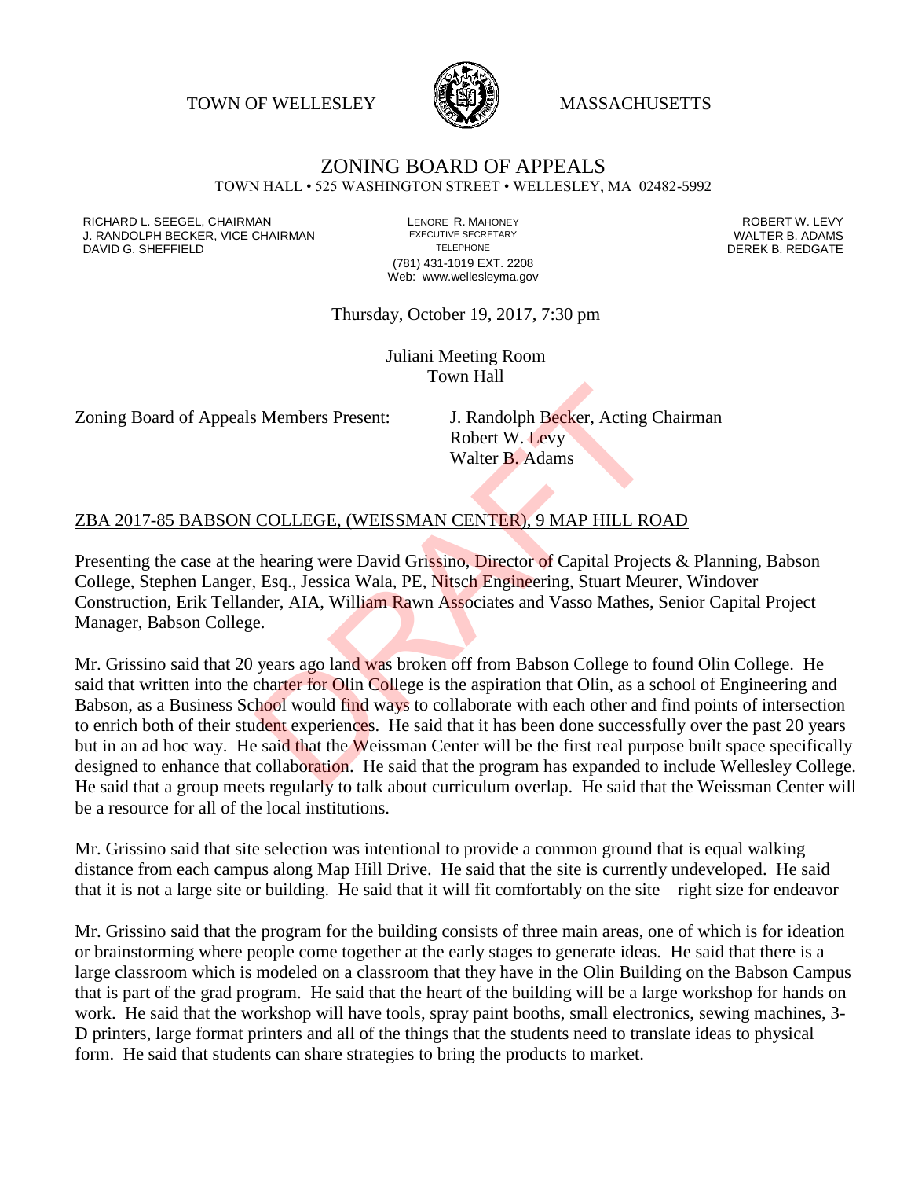TOWN OF WELLESLEY MASSACHUSETTS

# ZONING BOARD OF APPEALS

TOWN HALL • 525 WASHINGTON STREET • WELLESLEY, MA 02482-5992

RICHARD L. SEEGEL, CHAIRMAN
J. RANDOLPH BECKER, VICE CHAIRMAN
DAVID G. SHEFFIELD

LENORE R. MAHONEY
EXECUTIVE SECRETARY
TELEPHONE
(781) 431-1019 EXT. 2208
Web: www.wellesleyma.gov

ROBERT W. LEVY
WALTER B. ADAMS
DEREK B. REDGATE

Thursday, October 19, 2017, 7:30 pm

Juliani Meeting Room
Town Hall

Zoning Board of Appeals Members Present: J. Randolph Becker, Acting Chairman
Robert W. Levy
Walter B. Adams

## ZBA 2017-85 BABSON COLLEGE, (WEISSMAN CENTER), 9 MAP HILL ROAD

Presenting the case at the hearing were David Grissino, Director of Capital Projects & Planning, Babson College, Stephen Langer, Esq., Jessica Wala, PE, Nitsch Engineering, Stuart Meurer, Windover Construction, Erik Tellander, AIA, William Rawn Associates and Vasso Mathes, Senior Capital Project Manager, Babson College.

Mr. Grissino said that 20 years ago land was broken off from Babson College to found Olin College. He said that written into the charter for Olin College is the aspiration that Olin, as a school of Engineering and Babson, as a Business School would find ways to collaborate with each other and find points of intersection to enrich both of their student experiences. He said that it has been done successfully over the past 20 years but in an ad hoc way. He said that the Weissman Center will be the first real purpose built space specifically designed to enhance that collaboration. He said that the program has expanded to include Wellesley College. He said that a group meets regularly to talk about curriculum overlap. He said that the Weissman Center will be a resource for all of the local institutions.

Mr. Grissino said that site selection was intentional to provide a common ground that is equal walking distance from each campus along Map Hill Drive. He said that the site is currently undeveloped. He said that it is not a large site or building. He said that it will fit comfortably on the site – right size for endeavor –

Mr. Grissino said that the program for the building consists of three main areas, one of which is for ideation or brainstorming where people come together at the early stages to generate ideas. He said that there is a large classroom which is modeled on a classroom that they have in the Olin Building on the Babson Campus that is part of the grad program. He said that the heart of the building will be a large workshop for hands on work. He said that the workshop will have tools, spray paint booths, small electronics, sewing machines, 3-D printers, large format printers and all of the things that the students need to translate ideas to physical form. He said that students can share strategies to bring the products to market.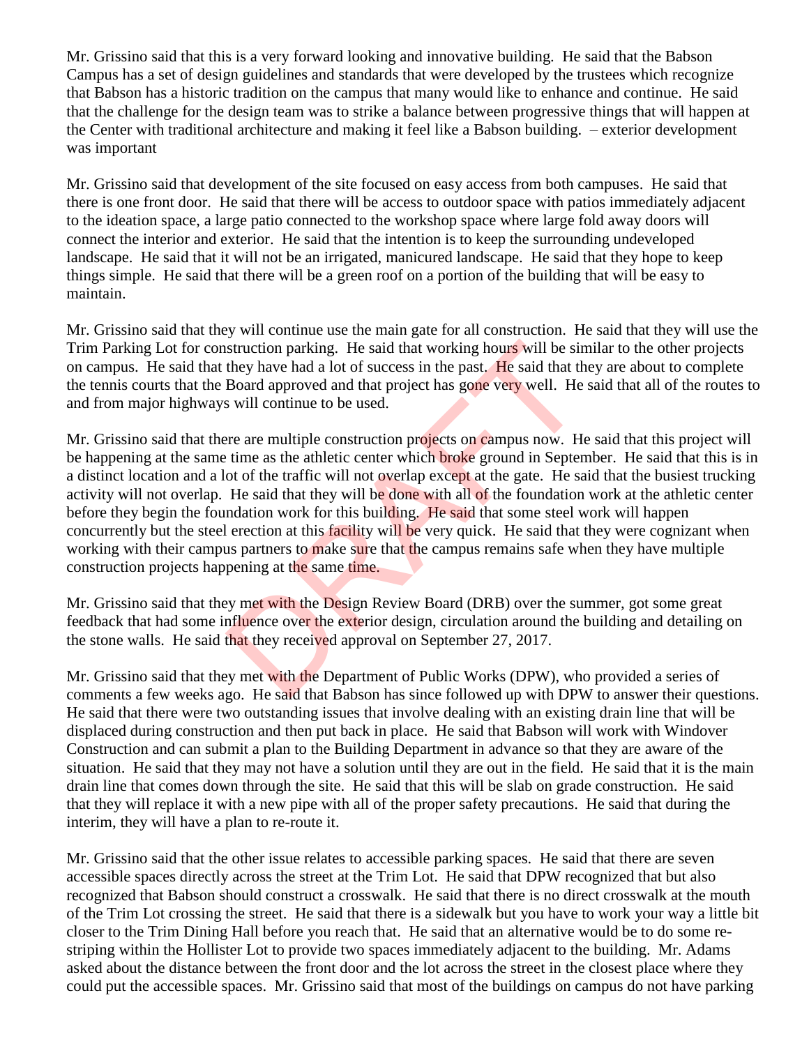Mr. Grissino said that this is a very forward looking and innovative building. He said that the Babson Campus has a set of design guidelines and standards that were developed by the trustees which recognize that Babson has a historic tradition on the campus that many would like to enhance and continue. He said that the challenge for the design team was to strike a balance between progressive things that will happen at the Center with traditional architecture and making it feel like a Babson building. – exterior development was important

Mr. Grissino said that development of the site focused on easy access from both campuses. He said that there is one front door. He said that there will be access to outdoor space with patios immediately adjacent to the ideation space, a large patio connected to the workshop space where large fold away doors will connect the interior and exterior. He said that the intention is to keep the surrounding undeveloped landscape. He said that it will not be an irrigated, manicured landscape. He said that they hope to keep things simple. He said that there will be a green roof on a portion of the building that will be easy to maintain.

Mr. Grissino said that they will continue use the main gate for all construction. He said that they will use the Trim Parking Lot for construction parking. He said that working hours will be similar to the other projects on campus. He said that they have had a lot of success in the past. He said that they are about to complete the tennis courts that the Board approved and that project has gone very well. He said that all of the routes to and from major highways will continue to be used.

Mr. Grissino said that there are multiple construction projects on campus now. He said that this project will be happening at the same time as the athletic center which broke ground in September. He said that this is in a distinct location and a lot of the traffic will not overlap except at the gate. He said that the busiest trucking activity will not overlap. He said that they will be done with all of the foundation work at the athletic center before they begin the foundation work for this building. He said that some steel work will happen concurrently but the steel erection at this facility will be very quick. He said that they were cognizant when working with their campus partners to make sure that the campus remains safe when they have multiple construction projects happening at the same time.

Mr. Grissino said that they met with the Design Review Board (DRB) over the summer, got some great feedback that had some influence over the exterior design, circulation around the building and detailing on the stone walls. He said that they received approval on September 27, 2017.

Mr. Grissino said that they met with the Department of Public Works (DPW), who provided a series of comments a few weeks ago. He said that Babson has since followed up with DPW to answer their questions. He said that there were two outstanding issues that involve dealing with an existing drain line that will be displaced during construction and then put back in place. He said that Babson will work with Windover Construction and can submit a plan to the Building Department in advance so that they are aware of the situation. He said that they may not have a solution until they are out in the field. He said that it is the main drain line that comes down through the site. He said that this will be slab on grade construction. He said that they will replace it with a new pipe with all of the proper safety precautions. He said that during the interim, they will have a plan to re-route it.

Mr. Grissino said that the other issue relates to accessible parking spaces. He said that there are seven accessible spaces directly across the street at the Trim Lot. He said that DPW recognized that but also recognized that Babson should construct a crosswalk. He said that there is no direct crosswalk at the mouth of the Trim Lot crossing the street. He said that there is a sidewalk but you have to work your way a little bit closer to the Trim Dining Hall before you reach that. He said that an alternative would be to do some re-striping within the Hollister Lot to provide two spaces immediately adjacent to the building. Mr. Adams asked about the distance between the front door and the lot across the street in the closest place where they could put the accessible spaces. Mr. Grissino said that most of the buildings on campus do not have parking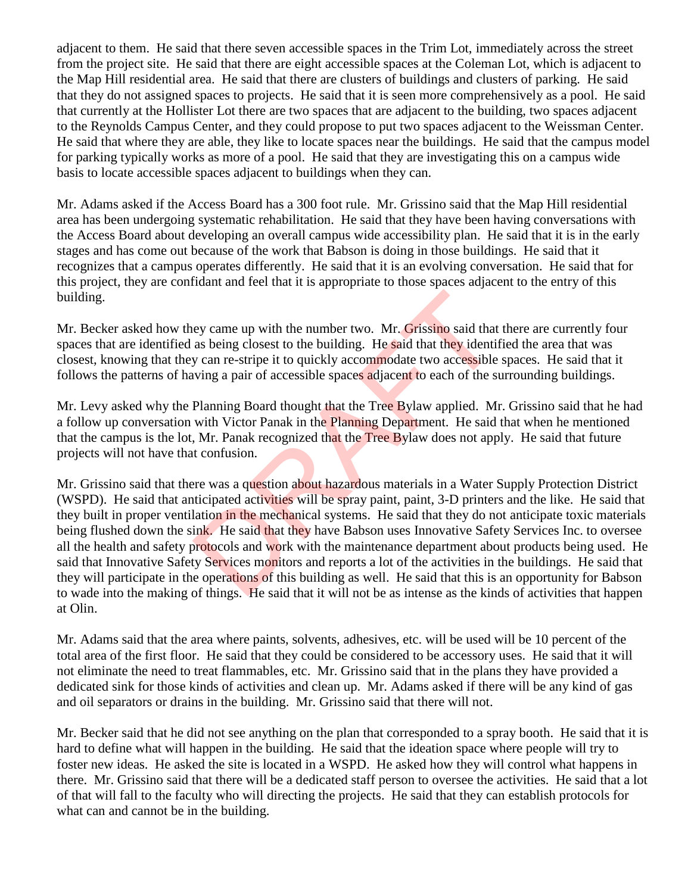adjacent to them. He said that there seven accessible spaces in the Trim Lot, immediately across the street from the project site. He said that there are eight accessible spaces at the Coleman Lot, which is adjacent to the Map Hill residential area. He said that there are clusters of buildings and clusters of parking. He said that they do not assigned spaces to projects. He said that it is seen more comprehensively as a pool. He said that currently at the Hollister Lot there are two spaces that are adjacent to the building, two spaces adjacent to the Reynolds Campus Center, and they could propose to put two spaces adjacent to the Weissman Center. He said that where they are able, they like to locate spaces near the buildings. He said that the campus model for parking typically works as more of a pool. He said that they are investigating this on a campus wide basis to locate accessible spaces adjacent to buildings when they can.

Mr. Adams asked if the Access Board has a 300 foot rule. Mr. Grissino said that the Map Hill residential area has been undergoing systematic rehabilitation. He said that they have been having conversations with the Access Board about developing an overall campus wide accessibility plan. He said that it is in the early stages and has come out because of the work that Babson is doing in those buildings. He said that it recognizes that a campus operates differently. He said that it is an evolving conversation. He said that for this project, they are confidant and feel that it is appropriate to those spaces adjacent to the entry of this building.

Mr. Becker asked how they came up with the number two. Mr. Grissino said that there are currently four spaces that are identified as being closest to the building. He said that they identified the area that was closest, knowing that they can re-stripe it to quickly accommodate two accessible spaces. He said that it follows the patterns of having a pair of accessible spaces adjacent to each of the surrounding buildings.

Mr. Levy asked why the Planning Board thought that the Tree Bylaw applied. Mr. Grissino said that he had a follow up conversation with Victor Panak in the Planning Department. He said that when he mentioned that the campus is the lot, Mr. Panak recognized that the Tree Bylaw does not apply. He said that future projects will not have that confusion.

Mr. Grissino said that there was a question about hazardous materials in a Water Supply Protection District (WSPD). He said that anticipated activities will be spray paint, paint, 3-D printers and the like. He said that they built in proper ventilation in the mechanical systems. He said that they do not anticipate toxic materials being flushed down the sink. He said that they have Babson uses Innovative Safety Services Inc. to oversee all the health and safety protocols and work with the maintenance department about products being used. He said that Innovative Safety Services monitors and reports a lot of the activities in the buildings. He said that they will participate in the operations of this building as well. He said that this is an opportunity for Babson to wade into the making of things. He said that it will not be as intense as the kinds of activities that happen at Olin.

Mr. Adams said that the area where paints, solvents, adhesives, etc. will be used will be 10 percent of the total area of the first floor. He said that they could be considered to be accessory uses. He said that it will not eliminate the need to treat flammables, etc. Mr. Grissino said that in the plans they have provided a dedicated sink for those kinds of activities and clean up. Mr. Adams asked if there will be any kind of gas and oil separators or drains in the building. Mr. Grissino said that there will not.

Mr. Becker said that he did not see anything on the plan that corresponded to a spray booth. He said that it is hard to define what will happen in the building. He said that the ideation space where people will try to foster new ideas. He asked the site is located in a WSPD. He asked how they will control what happens in there. Mr. Grissino said that there will be a dedicated staff person to oversee the activities. He said that a lot of that will fall to the faculty who will directing the projects. He said that they can establish protocols for what can and cannot be in the building.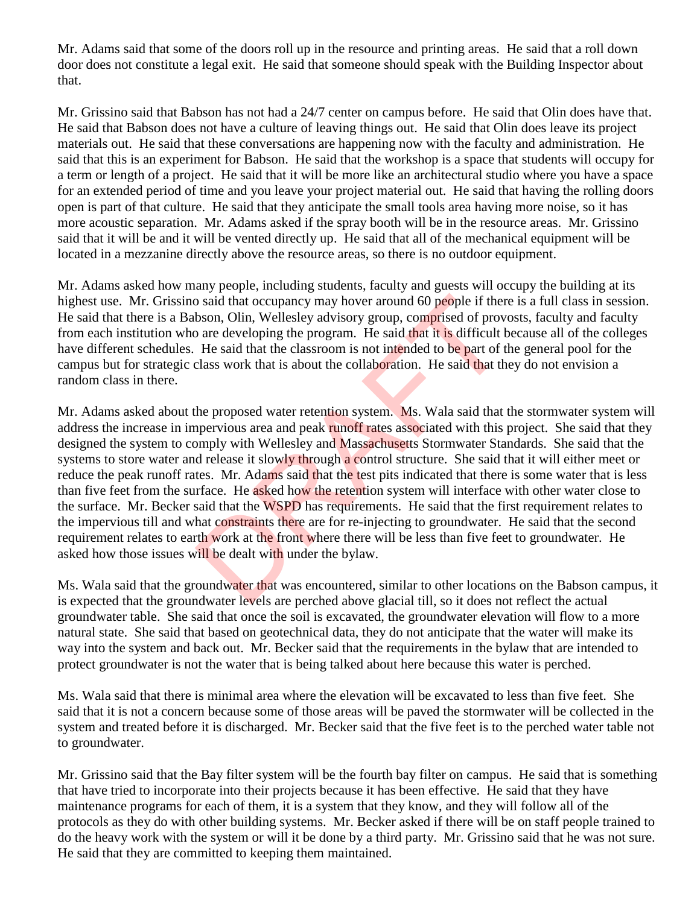Mr. Adams said that some of the doors roll up in the resource and printing areas. He said that a roll down door does not constitute a legal exit. He said that someone should speak with the Building Inspector about that.

Mr. Grissino said that Babson has not had a 24/7 center on campus before. He said that Olin does have that. He said that Babson does not have a culture of leaving things out. He said that Olin does leave its project materials out. He said that these conversations are happening now with the faculty and administration. He said that this is an experiment for Babson. He said that the workshop is a space that students will occupy for a term or length of a project. He said that it will be more like an architectural studio where you have a space for an extended period of time and you leave your project material out. He said that having the rolling doors open is part of that culture. He said that they anticipate the small tools area having more noise, so it has more acoustic separation. Mr. Adams asked if the spray booth will be in the resource areas. Mr. Grissino said that it will be and it will be vented directly up. He said that all of the mechanical equipment will be located in a mezzanine directly above the resource areas, so there is no outdoor equipment.

Mr. Adams asked how many people, including students, faculty and guests will occupy the building at its highest use. Mr. Grissino said that occupancy may hover around 60 people if there is a full class in session. He said that there is a Babson, Olin, Wellesley advisory group, comprised of provosts, faculty and faculty from each institution who are developing the program. He said that it is difficult because all of the colleges have different schedules. He said that the classroom is not intended to be part of the general pool for the campus but for strategic class work that is about the collaboration. He said that they do not envision a random class in there.

Mr. Adams asked about the proposed water retention system. Ms. Wala said that the stormwater system will address the increase in impervious area and peak runoff rates associated with this project. She said that they designed the system to comply with Wellesley and Massachusetts Stormwater Standards. She said that the systems to store water and release it slowly through a control structure. She said that it will either meet or reduce the peak runoff rates. Mr. Adams said that the test pits indicated that there is some water that is less than five feet from the surface. He asked how the retention system will interface with other water close to the surface. Mr. Becker said that the WSPD has requirements. He said that the first requirement relates to the impervious till and what constraints there are for re-injecting to groundwater. He said that the second requirement relates to earth work at the front where there will be less than five feet to groundwater. He asked how those issues will be dealt with under the bylaw.

Ms. Wala said that the groundwater that was encountered, similar to other locations on the Babson campus, it is expected that the groundwater levels are perched above glacial till, so it does not reflect the actual groundwater table. She said that once the soil is excavated, the groundwater elevation will flow to a more natural state. She said that based on geotechnical data, they do not anticipate that the water will make its way into the system and back out. Mr. Becker said that the requirements in the bylaw that are intended to protect groundwater is not the water that is being talked about here because this water is perched.

Ms. Wala said that there is minimal area where the elevation will be excavated to less than five feet. She said that it is not a concern because some of those areas will be paved the stormwater will be collected in the system and treated before it is discharged. Mr. Becker said that the five feet is to the perched water table not to groundwater.

Mr. Grissino said that the Bay filter system will be the fourth bay filter on campus. He said that is something that have tried to incorporate into their projects because it has been effective. He said that they have maintenance programs for each of them, it is a system that they know, and they will follow all of the protocols as they do with other building systems. Mr. Becker asked if there will be on staff people trained to do the heavy work with the system or will it be done by a third party. Mr. Grissino said that he was not sure. He said that they are committed to keeping them maintained.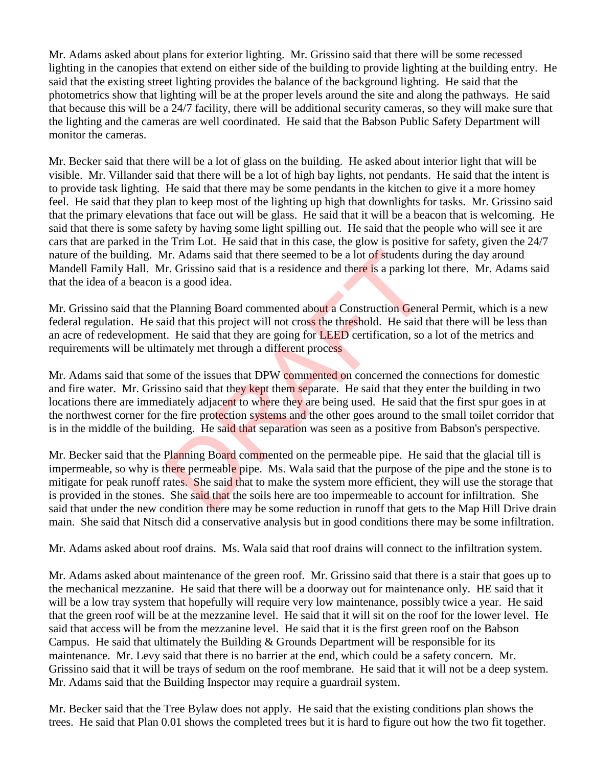Mr. Adams asked about plans for exterior lighting. Mr. Grissino said that there will be some recessed lighting in the canopies that extend on either side of the building to provide lighting at the building entry. He said that the existing street lighting provides the balance of the background lighting. He said that the photometrics show that lighting will be at the proper levels around the site and along the pathways. He said that because this will be a 24/7 facility, there will be additional security cameras, so they will make sure that the lighting and the cameras are well coordinated. He said that the Babson Public Safety Department will monitor the cameras.

Mr. Becker said that there will be a lot of glass on the building. He asked about interior light that will be visible. Mr. Villander said that there will be a lot of high bay lights, not pendants. He said that the intent is to provide task lighting. He said that there may be some pendants in the kitchen to give it a more homey feel. He said that they plan to keep most of the lighting up high that downlights for tasks. Mr. Grissino said that the primary elevations that face out will be glass. He said that it will be a beacon that is welcoming. He said that there is some safety by having some light spilling out. He said that the people who will see it are cars that are parked in the Trim Lot. He said that in this case, the glow is positive for safety, given the 24/7 nature of the building. Mr. Adams said that there seemed to be a lot of students during the day around Mandell Family Hall. Mr. Grissino said that is a residence and there is a parking lot there. Mr. Adams said that the idea of a beacon is a good idea.

Mr. Grissino said that the Planning Board commented about a Construction General Permit, which is a new federal regulation. He said that this project will not cross the threshold. He said that there will be less than an acre of redevelopment. He said that they are going for LEED certification, so a lot of the metrics and requirements will be ultimately met through a different process

Mr. Adams said that some of the issues that DPW commented on concerned the connections for domestic and fire water. Mr. Grissino said that they kept them separate. He said that they enter the building in two locations there are immediately adjacent to where they are being used. He said that the first spur goes in at the northwest corner for the fire protection systems and the other goes around to the small toilet corridor that is in the middle of the building. He said that separation was seen as a positive from Babson's perspective.

Mr. Becker said that the Planning Board commented on the permeable pipe. He said that the glacial till is impermeable, so why is there permeable pipe. Ms. Wala said that the purpose of the pipe and the stone is to mitigate for peak runoff rates. She said that to make the system more efficient, they will use the storage that is provided in the stones. She said that the soils here are too impermeable to account for infiltration. She said that under the new condition there may be some reduction in runoff that gets to the Map Hill Drive drain main. She said that Nitsch did a conservative analysis but in good conditions there may be some infiltration.

Mr. Adams asked about roof drains. Ms. Wala said that roof drains will connect to the infiltration system.

Mr. Adams asked about maintenance of the green roof. Mr. Grissino said that there is a stair that goes up to the mechanical mezzanine. He said that there will be a doorway out for maintenance only. HE said that it will be a low tray system that hopefully will require very low maintenance, possibly twice a year. He said that the green roof will be at the mezzanine level. He said that it will sit on the roof for the lower level. He said that access will be from the mezzanine level. He said that it is the first green roof on the Babson Campus. He said that ultimately the Building & Grounds Department will be responsible for its maintenance. Mr. Levy said that there is no barrier at the end, which could be a safety concern. Mr. Grissino said that it will be trays of sedum on the roof membrane. He said that it will not be a deep system. Mr. Adams said that the Building Inspector may require a guardrail system.

Mr. Becker said that the Tree Bylaw does not apply. He said that the existing conditions plan shows the trees. He said that Plan 0.01 shows the completed trees but it is hard to figure out how the two fit together.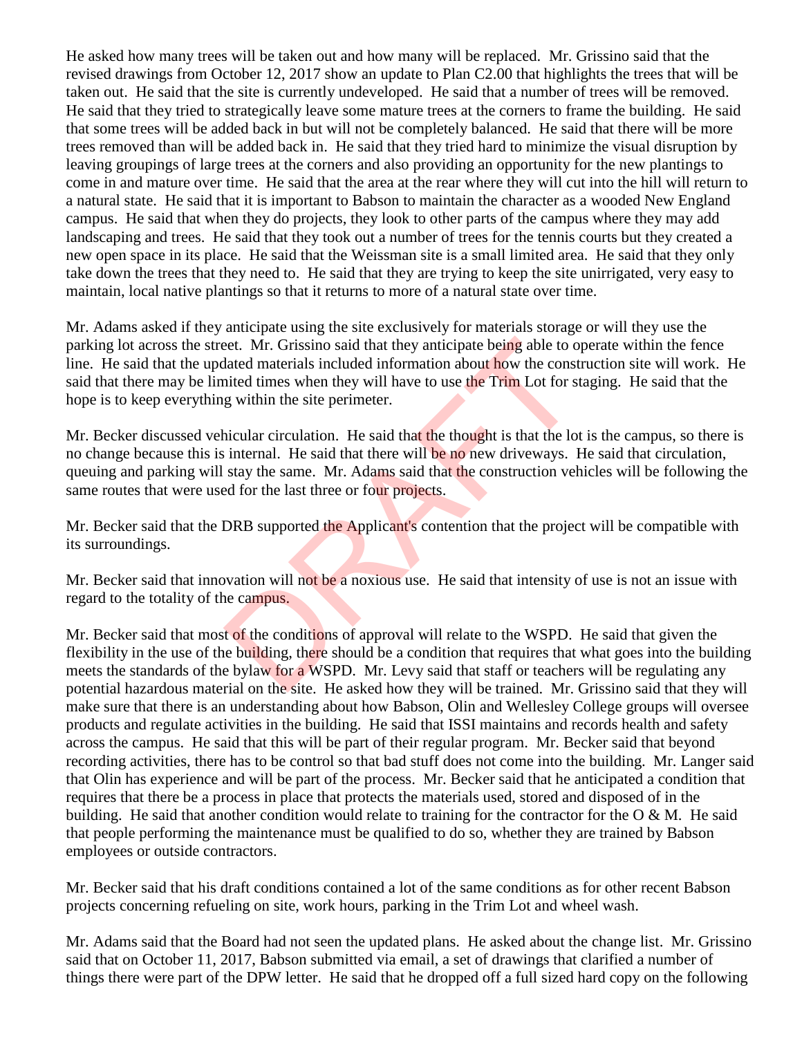He asked how many trees will be taken out and how many will be replaced. Mr. Grissino said that the revised drawings from October 12, 2017 show an update to Plan C2.00 that highlights the trees that will be taken out. He said that the site is currently undeveloped. He said that a number of trees will be removed. He said that they tried to strategically leave some mature trees at the corners to frame the building. He said that some trees will be added back in but will not be completely balanced. He said that there will be more trees removed than will be added back in. He said that they tried hard to minimize the visual disruption by leaving groupings of large trees at the corners and also providing an opportunity for the new plantings to come in and mature over time. He said that the area at the rear where they will cut into the hill will return to a natural state. He said that it is important to Babson to maintain the character as a wooded New England campus. He said that when they do projects, they look to other parts of the campus where they may add landscaping and trees. He said that they took out a number of trees for the tennis courts but they created a new open space in its place. He said that the Weissman site is a small limited area. He said that they only take down the trees that they need to. He said that they are trying to keep the site unirrigated, very easy to maintain, local native plantings so that it returns to more of a natural state over time.

Mr. Adams asked if they anticipate using the site exclusively for materials storage or will they use the parking lot across the street. Mr. Grissino said that they anticipate being able to operate within the fence line. He said that the updated materials included information about how the construction site will work. He said that there may be limited times when they will have to use the Trim Lot for staging. He said that the hope is to keep everything within the site perimeter.

Mr. Becker discussed vehicular circulation. He said that the thought is that the lot is the campus, so there is no change because this is internal. He said that there will be no new driveways. He said that circulation, queuing and parking will stay the same. Mr. Adams said that the construction vehicles will be following the same routes that were used for the last three or four projects.

Mr. Becker said that the DRB supported the Applicant's contention that the project will be compatible with its surroundings.

Mr. Becker said that innovation will not be a noxious use. He said that intensity of use is not an issue with regard to the totality of the campus.

Mr. Becker said that most of the conditions of approval will relate to the WSPD. He said that given the flexibility in the use of the building, there should be a condition that requires that what goes into the building meets the standards of the bylaw for a WSPD. Mr. Levy said that staff or teachers will be regulating any potential hazardous material on the site. He asked how they will be trained. Mr. Grissino said that they will make sure that there is an understanding about how Babson, Olin and Wellesley College groups will oversee products and regulate activities in the building. He said that ISSI maintains and records health and safety across the campus. He said that this will be part of their regular program. Mr. Becker said that beyond recording activities, there has to be control so that bad stuff does not come into the building. Mr. Langer said that Olin has experience and will be part of the process. Mr. Becker said that he anticipated a condition that requires that there be a process in place that protects the materials used, stored and disposed of in the building. He said that another condition would relate to training for the contractor for the O & M. He said that people performing the maintenance must be qualified to do so, whether they are trained by Babson employees or outside contractors.

Mr. Becker said that his draft conditions contained a lot of the same conditions as for other recent Babson projects concerning refueling on site, work hours, parking in the Trim Lot and wheel wash.

Mr. Adams said that the Board had not seen the updated plans. He asked about the change list. Mr. Grissino said that on October 11, 2017, Babson submitted via email, a set of drawings that clarified a number of things there were part of the DPW letter. He said that he dropped off a full sized hard copy on the following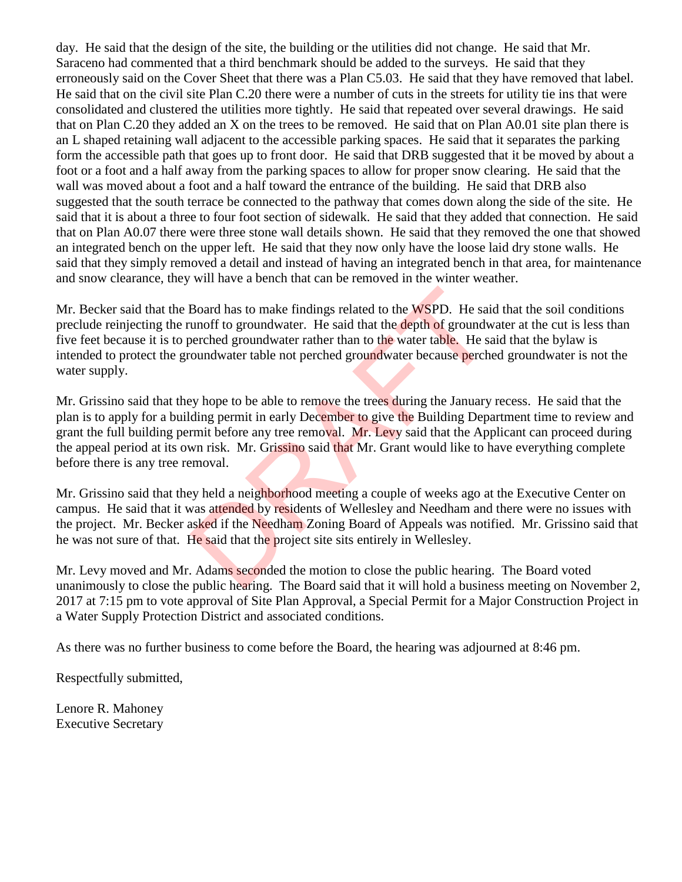day. He said that the design of the site, the building or the utilities did not change. He said that Mr. Saraceno had commented that a third benchmark should be added to the surveys. He said that they erroneously said on the Cover Sheet that there was a Plan C5.03. He said that they have removed that label. He said that on the civil site Plan C.20 there were a number of cuts in the streets for utility tie ins that were consolidated and clustered the utilities more tightly. He said that repeated over several drawings. He said that on Plan C.20 they added an X on the trees to be removed. He said that on Plan A0.01 site plan there is an L shaped retaining wall adjacent to the accessible parking spaces. He said that it separates the parking form the accessible path that goes up to front door. He said that DRB suggested that it be moved by about a foot or a foot and a half away from the parking spaces to allow for proper snow clearing. He said that the wall was moved about a foot and a half toward the entrance of the building. He said that DRB also suggested that the south terrace be connected to the pathway that comes down along the side of the site. He said that it is about a three to four foot section of sidewalk. He said that they added that connection. He said that on Plan A0.07 there were three stone wall details shown. He said that they removed the one that showed an integrated bench on the upper left. He said that they now only have the loose laid dry stone walls. He said that they simply removed a detail and instead of having an integrated bench in that area, for maintenance and snow clearance, they will have a bench that can be removed in the winter weather.

Mr. Becker said that the Board has to make findings related to the WSPD. He said that the soil conditions preclude reinjecting the runoff to groundwater. He said that the depth of groundwater at the cut is less than five feet because it is to perched groundwater rather than to the water table. He said that the bylaw is intended to protect the groundwater table not perched groundwater because perched groundwater is not the water supply.

Mr. Grissino said that they hope to be able to remove the trees during the January recess. He said that the plan is to apply for a building permit in early December to give the Building Department time to review and grant the full building permit before any tree removal. Mr. Levy said that the Applicant can proceed during the appeal period at its own risk. Mr. Grissino said that Mr. Grant would like to have everything complete before there is any tree removal.

Mr. Grissino said that they held a neighborhood meeting a couple of weeks ago at the Executive Center on campus. He said that it was attended by residents of Wellesley and Needham and there were no issues with the project. Mr. Becker asked if the Needham Zoning Board of Appeals was notified. Mr. Grissino said that he was not sure of that. He said that the project site sits entirely in Wellesley.

Mr. Levy moved and Mr. Adams seconded the motion to close the public hearing. The Board voted unanimously to close the public hearing. The Board said that it will hold a business meeting on November 2, 2017 at 7:15 pm to vote approval of Site Plan Approval, a Special Permit for a Major Construction Project in a Water Supply Protection District and associated conditions.

As there was no further business to come before the Board, the hearing was adjourned at 8:46 pm.

Respectfully submitted,

Lenore R. Mahoney
Executive Secretary